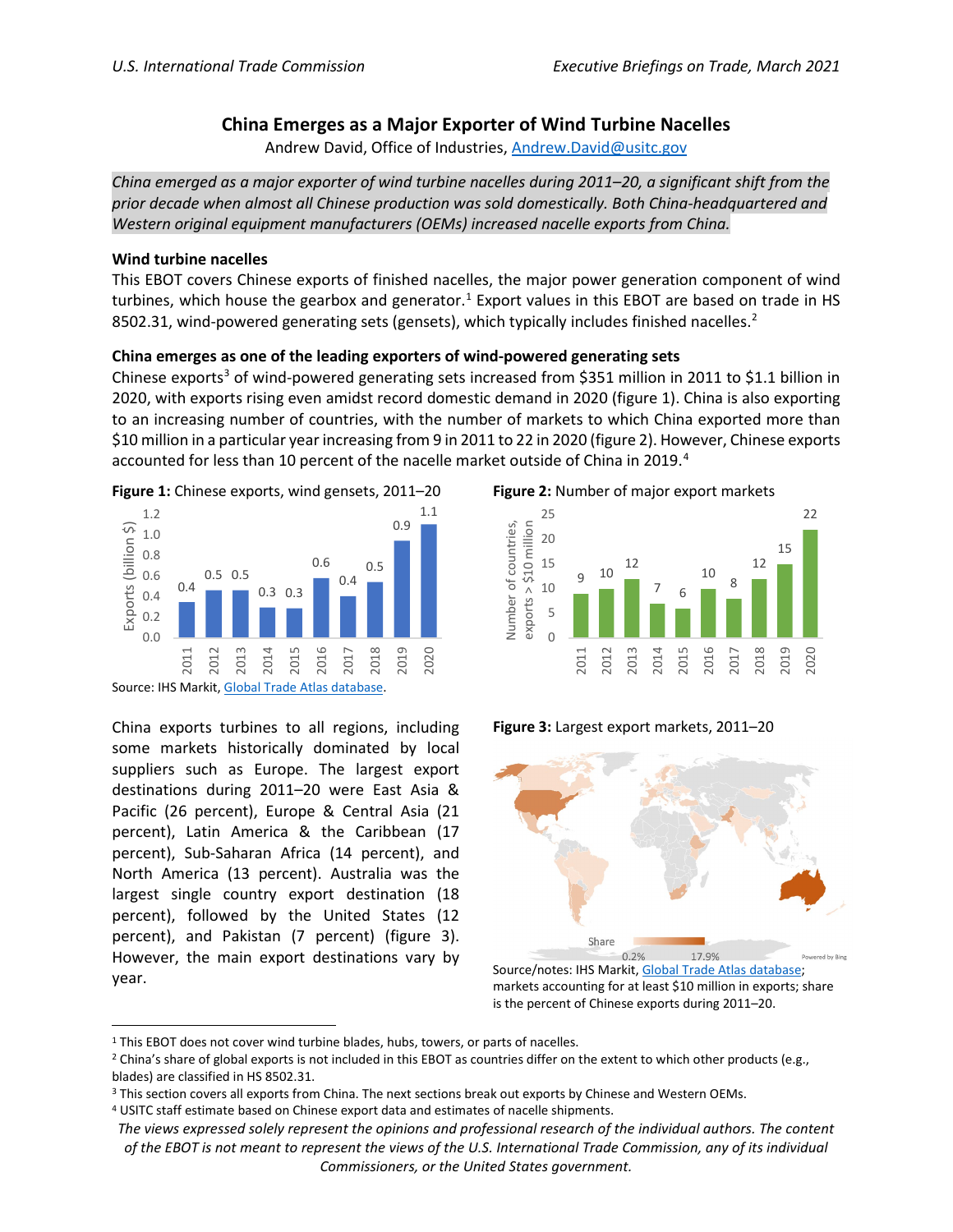# China Emerges as a Major Exporter of Wind Turbine Nacelles

Andrew David, Office of Industries, Andrew.David@usitc.gov

*China emerged as a major exporter of wind turbine nacelles during 2011–20, a significant shift from the prior decade when almost all Chinese production was sold domestically. Both China-headquartered and Western original equipment manufacturers (OEMs) increased nacelle exports from China.*

## Wind turbine nacelles

This EBOT covers Chinese exports of finished nacelles, the major power generation component of wind turbines, which house the gearbox and generator.[1] Export values in this EBOT are based on trade in HS 8502.31, wind-powered generating sets (gensets), which typically includes finished nacelles.[2]

## China emerges as one of the leading exporters of wind-powered generating sets

Chinese exports[3] of wind-powered generating sets increased from $351 million in 2011 to $1.1 billion in 2020, with exports rising even amidst record domestic demand in 2020 (figure 1). China is also exporting to an increasing number of countries, with the number of markets to which China exported more than $10 million in a particular year increasing from 9 in 2011 to 22 in 2020 (figure 2). However, Chinese exports accounted for less than 10 percent of the nacelle market outside of China in 2019.[4]

**Figure 1:** Chinese exports, wind gensets, 2011–20

| Year | Exports (billion $) |
|---|---|
| 2011 | 0.4 |
| 2012 | 0.5 |
| 2013 | 0.5 |
| 2014 | 0.3 |
| 2015 | 0.3 |
| 2016 | 0.6 |
| 2017 | 0.4 |
| 2018 | 0.5 |
| 2019 | 0.9 |
| 2020 | 1.1 |

Source: IHS Markit, Global Trade Atlas database.

**Figure 2:** Number of major export markets

| Year | Number of countries, exports > $10 million |
|---|---|
| 2011 | 9 |
| 2012 | 10 |
| 2013 | 12 |
| 2014 | 7 |
| 2015 | 6 |
| 2016 | 10 |
| 2017 | 8 |
| 2018 | 12 |
| 2019 | 15 |
| 2020 | 22 |

China exports turbines to all regions, including some markets historically dominated by local suppliers such as Europe. The largest export destinations during 2011–20 were East Asia & Pacific (26 percent), Europe & Central Asia (21 percent), Latin America & the Caribbean (17 percent), Sub-Saharan Africa (14 percent), and North America (13 percent). Australia was the largest single country export destination (18 percent), followed by the United States (12 percent), and Pakistan (7 percent) (figure 3). However, the main export destinations vary by year.

**Figure 3:** Largest export markets, 2011–20

Share: 0.2% – 17.9%

Source/notes: IHS Markit, Global Trade Atlas database; markets accounting for at least $10 million in exports; share is the percent of Chinese exports during 2011–20.

---

[1] This EBOT does not cover wind turbine blades, hubs, towers, or parts of nacelles.

[2] China's share of global exports is not included in this EBOT as countries differ on the extent to which other products (e.g., blades) are classified in HS 8502.31.

[3] This section covers all exports from China. The next sections break out exports by Chinese and Western OEMs.

[4] USITC staff estimate based on Chinese export data and estimates of nacelle shipments.

*The views expressed solely represent the opinions and professional research of the individual authors. The content of the EBOT is not meant to represent the views of the U.S. International Trade Commission, any of its individual Commissioners, or the United States government.*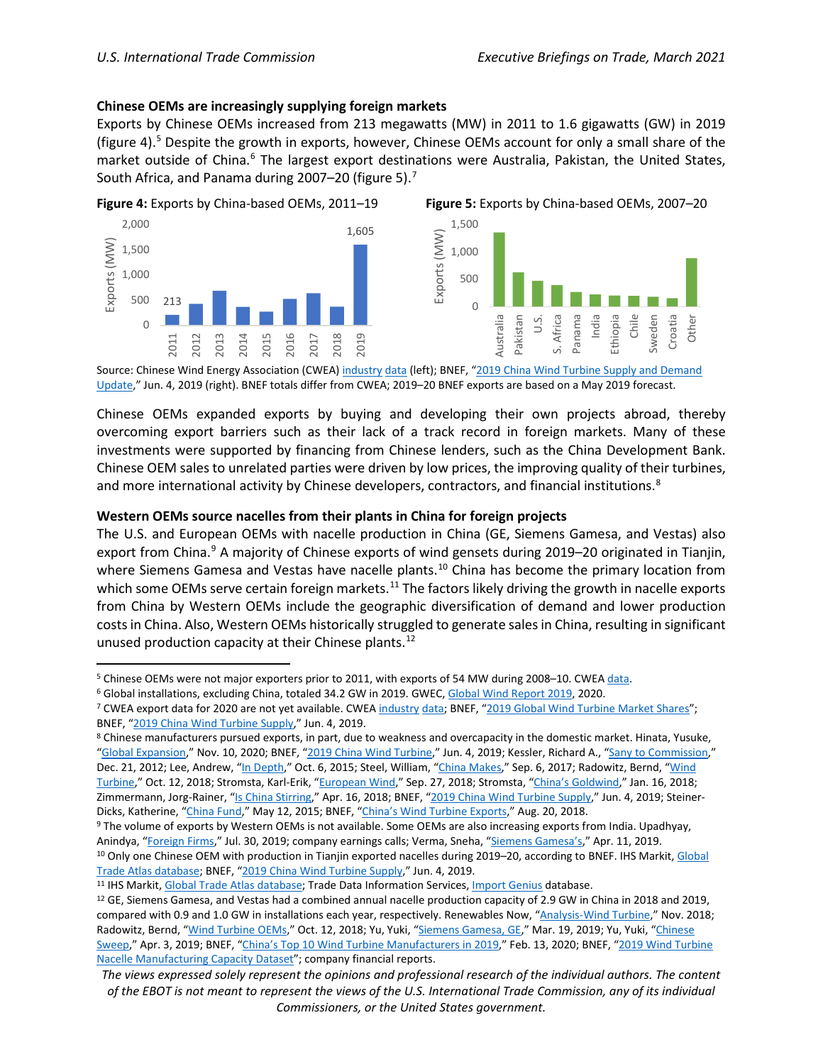**Chinese OEMs are increasingly supplying foreign markets**

Exports by Chinese OEMs increased from 213 megawatts (MW) in 2011 to 1.6 gigawatts (GW) in 2019 (figure 4).[5] Despite the growth in exports, however, Chinese OEMs account for only a small share of the market outside of China.[6] The largest export destinations were Australia, Pakistan, the United States, South Africa, and Panama during 2007–20 (figure 5).[7]

**Figure 4:** Exports by China-based OEMs, 2011–19

Exports (MW)
2,000
1,500
1,000
500
0
213
1,605
2011 2012 2013 2014 2015 2016 2017 2018 2019

**Figure 5:** Exports by China-based OEMs, 2007–20

Exports (MW)
1,500
1,000
500
0
Australia Pakistan U.S. S. Africa Panama India Ethiopia Chile Sweden Croatia Other

Source: Chinese Wind Energy Association (CWEA) industry data (left); BNEF, "2019 China Wind Turbine Supply and Demand Update," Jun. 4, 2019 (right). BNEF totals differ from CWEA; 2019–20 BNEF exports are based on a May 2019 forecast.

Chinese OEMs expanded exports by buying and developing their own projects abroad, thereby overcoming export barriers such as their lack of a track record in foreign markets. Many of these investments were supported by financing from Chinese lenders, such as the China Development Bank. Chinese OEM sales to unrelated parties were driven by low prices, the improving quality of their turbines, and more international activity by Chinese developers, contractors, and financial institutions.[8]

**Western OEMs source nacelles from their plants in China for foreign projects**

The U.S. and European OEMs with nacelle production in China (GE, Siemens Gamesa, and Vestas) also export from China.[9] A majority of Chinese exports of wind gensets during 2019–20 originated in Tianjin, where Siemens Gamesa and Vestas have nacelle plants.[10] China has become the primary location from which some OEMs serve certain foreign markets.[11] The factors likely driving the growth in nacelle exports from China by Western OEMs include the geographic diversification of demand and lower production costs in China. Also, Western OEMs historically struggled to generate sales in China, resulting in significant unused production capacity at their Chinese plants.[12]

---

[5] Chinese OEMs were not major exporters prior to 2011, with exports of 54 MW during 2008–10. CWEA data.

[6] Global installations, excluding China, totaled 34.2 GW in 2019. GWEC, Global Wind Report 2019, 2020.

[7] CWEA export data for 2020 are not yet available. CWEA industry data; BNEF, "2019 Global Wind Turbine Market Shares"; BNEF, "2019 China Wind Turbine Supply," Jun. 4, 2019.

[8] Chinese manufacturers pursued exports, in part, due to weakness and overcapacity in the domestic market. Hinata, Yusuke, "Global Expansion," Nov. 10, 2020; BNEF, "2019 China Wind Turbine," Jun. 4, 2019; Kessler, Richard A., "Sany to Commission," Dec. 21, 2012; Lee, Andrew, "In Depth," Oct. 6, 2015; Steel, William, "China Makes," Sep. 6, 2017; Radowitz, Bernd, "Wind Turbine," Oct. 12, 2018; Stromsta, Karl-Erik, "European Wind," Sep. 27, 2018; Stromsta, "China's Goldwind," Jan. 16, 2018; Zimmermann, Jorg-Rainer, "Is China Stirring," Apr. 16, 2018; BNEF, "2019 China Wind Turbine Supply," Jun. 4, 2019; Steiner-Dicks, Katherine, "China Fund," May 12, 2015; BNEF, "China's Wind Turbine Exports," Aug. 20, 2018.

[9] The volume of exports by Western OEMs is not available. Some OEMs are also increasing exports from India. Upadhyay, Anindya, "Foreign Firms," Jul. 30, 2019; company earnings calls; Verma, Sneha, "Siemens Gamesa's," Apr. 11, 2019.

[10] Only one Chinese OEM with production in Tianjin exported nacelles during 2019–20, according to BNEF. IHS Markit, Global Trade Atlas database; BNEF, "2019 China Wind Turbine Supply," Jun. 4, 2019.

[11] IHS Markit, Global Trade Atlas database; Trade Data Information Services, Import Genius database.

[12] GE, Siemens Gamesa, and Vestas had a combined annual nacelle production capacity of 2.9 GW in China in 2018 and 2019, compared with 0.9 and 1.0 GW in installations each year, respectively. Renewables Now, "Analysis-Wind Turbine," Nov. 2018; Radowitz, Bernd, "Wind Turbine OEMs," Oct. 12, 2018; Yu, Yuki, "Siemens Gamesa, GE," Mar. 19, 2019; Yu, Yuki, "Chinese Sweep," Apr. 3, 2019; BNEF, "China's Top 10 Wind Turbine Manufacturers in 2019," Feb. 13, 2020; BNEF, "2019 Wind Turbine Nacelle Manufacturing Capacity Dataset"; company financial reports.

*The views expressed solely represent the opinions and professional research of the individual authors. The content of the EBOT is not meant to represent the views of the U.S. International Trade Commission, any of its individual Commissioners, or the United States government.*